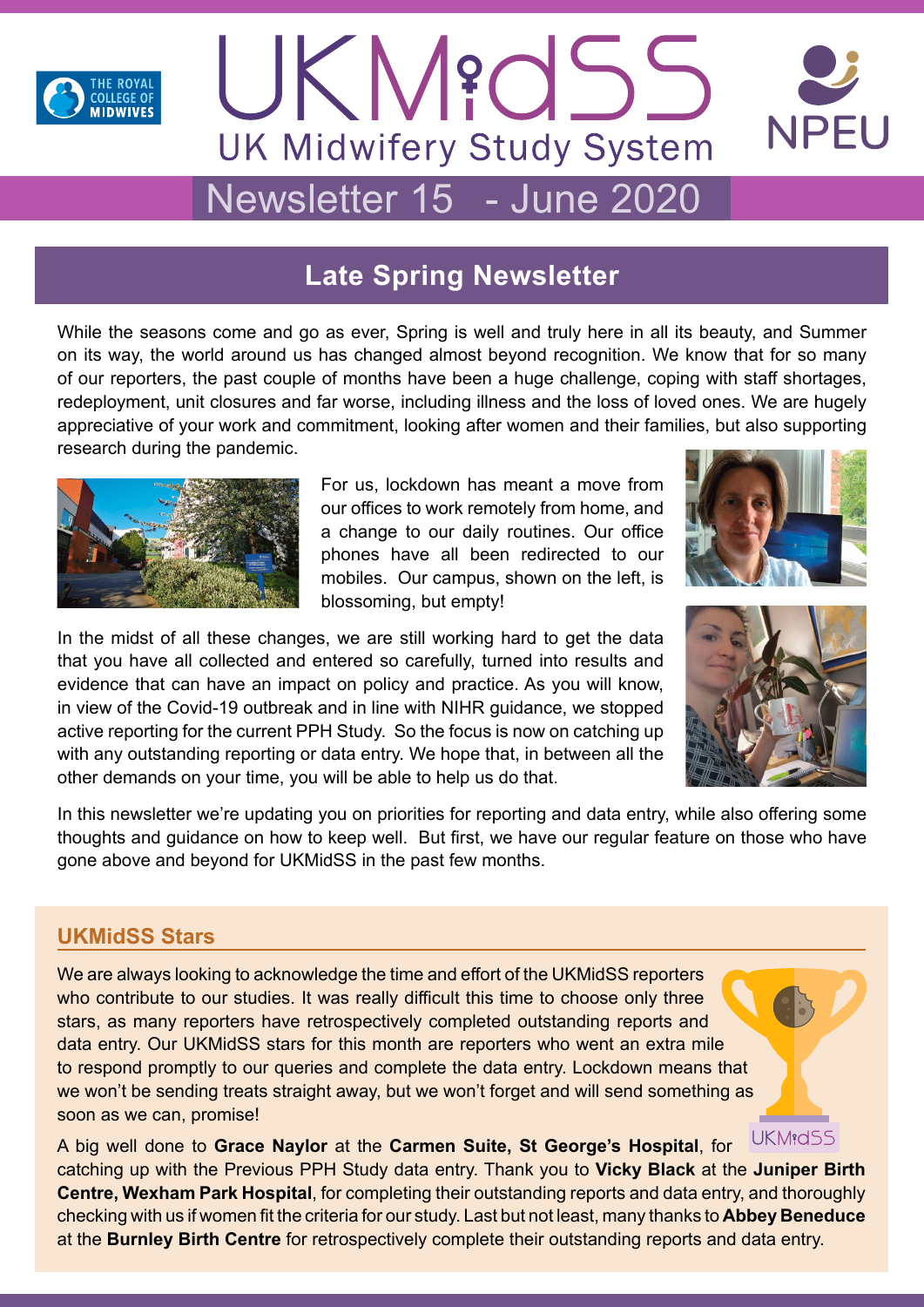# UKMidSS

## UK Midwifery Study System

## Newsletter 15 - June 2020

## Late Spring Newsletter

While the seasons come and go as ever, Spring is well and truly here in all its beauty, and Summer on its way, the world around us has changed almost beyond recognition. We know that for so many of our reporters, the past couple of months have been a huge challenge, coping with staff shortages, redeployment, unit closures and far worse, including illness and the loss of loved ones. We are hugely appreciative of your work and commitment, looking after women and their families, but also supporting research during the pandemic.

For us, lockdown has meant a move from our offices to work remotely from home, and a change to our daily routines. Our office phones have all been redirected to our mobiles. Our campus, shown on the left, is blossoming, but empty!

In the midst of all these changes, we are still working hard to get the data that you have all collected and entered so carefully, turned into results and evidence that can have an impact on policy and practice. As you will know, in view of the Covid-19 outbreak and in line with NIHR guidance, we stopped active reporting for the current PPH Study. So the focus is now on catching up with any outstanding reporting or data entry. We hope that, in between all the other demands on your time, you will be able to help us do that.

In this newsletter we're updating you on priorities for reporting and data entry, while also offering some thoughts and guidance on how to keep well. But first, we have our regular feature on those who have gone above and beyond for UKMidSS in the past few months.

### UKMidSS Stars

We are always looking to acknowledge the time and effort of the UKMidSS reporters who contribute to our studies. It was really difficult this time to choose only three stars, as many reporters have retrospectively completed outstanding reports and data entry. Our UKMidSS stars for this month are reporters who went an extra mile to respond promptly to our queries and complete the data entry. Lockdown means that we won't be sending treats straight away, but we won't forget and will send something as soon as we can, promise!

A big well done to **Grace Naylor** at the **Carmen Suite, St George's Hospital**, for catching up with the Previous PPH Study data entry. Thank you to **Vicky Black** at the **Juniper Birth Centre, Wexham Park Hospital**, for completing their outstanding reports and data entry, and thoroughly checking with us if women fit the criteria for our study. Last but not least, many thanks to **Abbey Beneduce** at the **Burnley Birth Centre** for retrospectively complete their outstanding reports and data entry.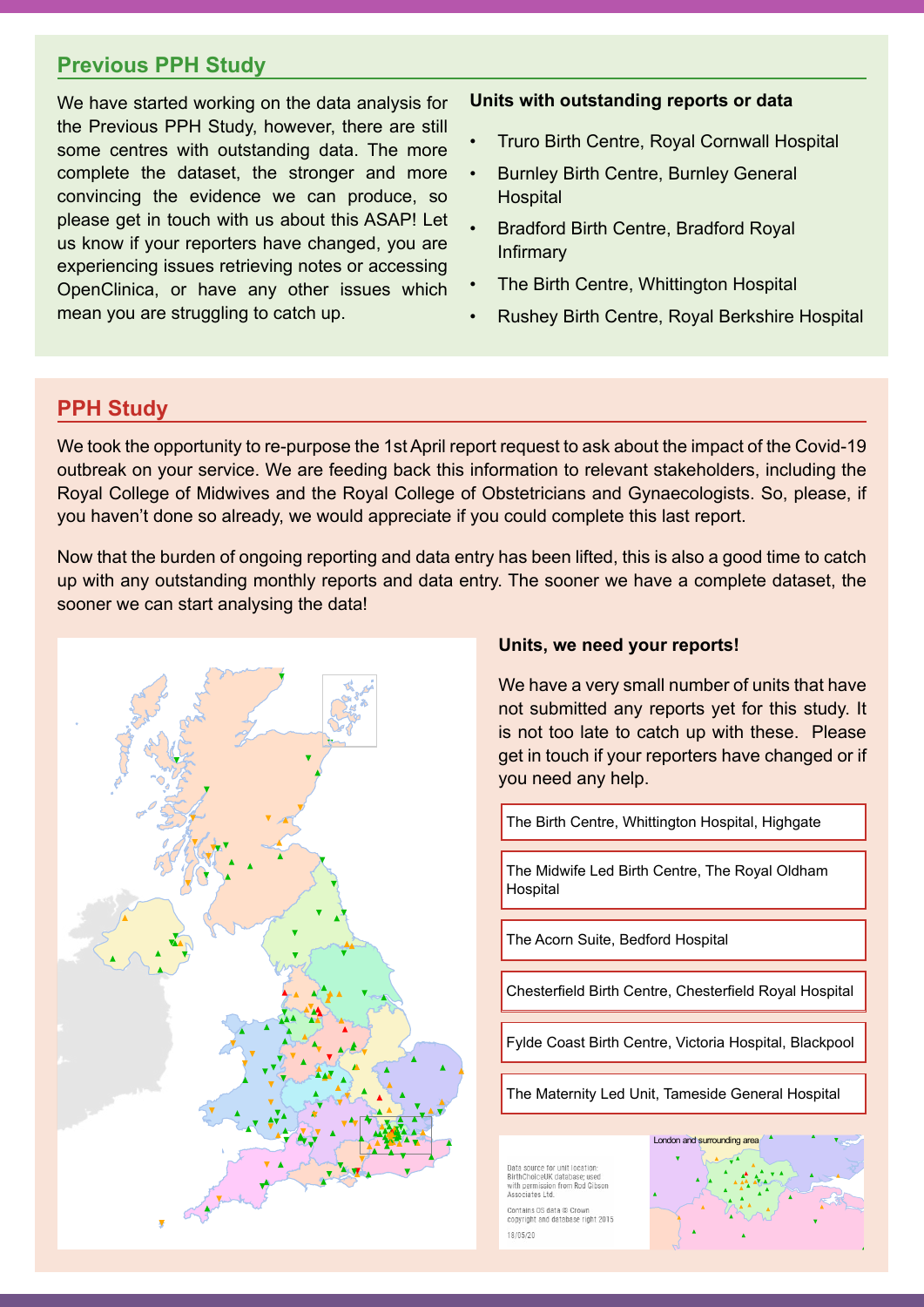## Previous PPH Study

We have started working on the data analysis for the Previous PPH Study, however, there are still some centres with outstanding data. The more complete the dataset, the stronger and more convincing the evidence we can produce, so please get in touch with us about this ASAP! Let us know if your reporters have changed, you are experiencing issues retrieving notes or accessing OpenClinica, or have any other issues which mean you are struggling to catch up.

**Units with outstanding reports or data**

- Truro Birth Centre, Royal Cornwall Hospital
- Burnley Birth Centre, Burnley General Hospital
- Bradford Birth Centre, Bradford Royal Infirmary
- The Birth Centre, Whittington Hospital
- Rushey Birth Centre, Royal Berkshire Hospital

## PPH Study

We took the opportunity to re-purpose the 1st April report request to ask about the impact of the Covid-19 outbreak on your service. We are feeding back this information to relevant stakeholders, including the Royal College of Midwives and the Royal College of Obstetricians and Gynaecologists. So, please, if you haven't done so already, we would appreciate if you could complete this last report.

Now that the burden of ongoing reporting and data entry has been lifted, this is also a good time to catch up with any outstanding monthly reports and data entry. The sooner we have a complete dataset, the sooner we can start analysing the data!

**Units, we need your reports!**

We have a very small number of units that have not submitted any reports yet for this study. It is not too late to catch up with these. Please get in touch if your reporters have changed or if you need any help.

- The Birth Centre, Whittington Hospital, Highgate
- The Midwife Led Birth Centre, The Royal Oldham Hospital
- The Acorn Suite, Bedford Hospital
- Chesterfield Birth Centre, Chesterfield Royal Hospital
- Fylde Coast Birth Centre, Victoria Hospital, Blackpool
- The Maternity Led Unit, Tameside General Hospital

London and surrounding area

Data source for unit location: BirthChoiceUK database; used with permission from Rod Gibson Associates Ltd.

Contains OS data © Crown copyright and database right 2015

18/05/20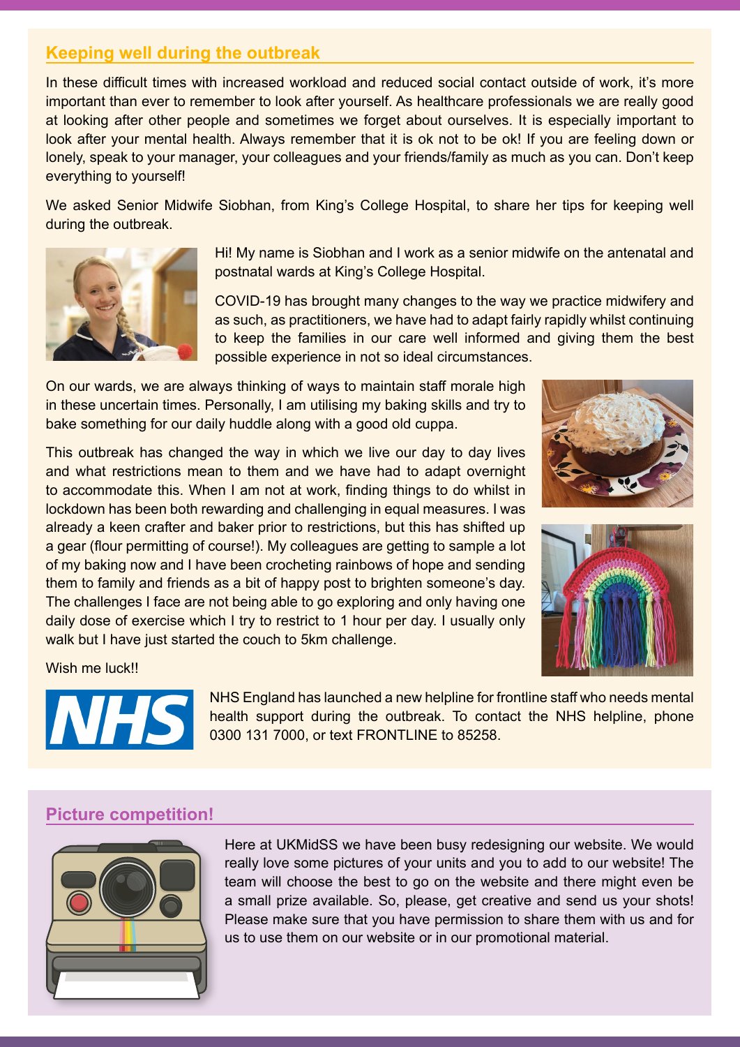## Keeping well during the outbreak

In these difficult times with increased workload and reduced social contact outside of work, it's more important than ever to remember to look after yourself. As healthcare professionals we are really good at looking after other people and sometimes we forget about ourselves. It is especially important to look after your mental health. Always remember that it is ok not to be ok! If you are feeling down or lonely, speak to your manager, your colleagues and your friends/family as much as you can. Don't keep everything to yourself!

We asked Senior Midwife Siobhan, from King's College Hospital, to share her tips for keeping well during the outbreak.

Hi! My name is Siobhan and I work as a senior midwife on the antenatal and postnatal wards at King's College Hospital.

COVID-19 has brought many changes to the way we practice midwifery and as such, as practitioners, we have had to adapt fairly rapidly whilst continuing to keep the families in our care well informed and giving them the best possible experience in not so ideal circumstances.

On our wards, we are always thinking of ways to maintain staff morale high in these uncertain times. Personally, I am utilising my baking skills and try to bake something for our daily huddle along with a good old cuppa.

This outbreak has changed the way in which we live our day to day lives and what restrictions mean to them and we have had to adapt overnight to accommodate this. When I am not at work, finding things to do whilst in lockdown has been both rewarding and challenging in equal measures. I was already a keen crafter and baker prior to restrictions, but this has shifted up a gear (flour permitting of course!). My colleagues are getting to sample a lot of my baking now and I have been crocheting rainbows of hope and sending them to family and friends as a bit of happy post to brighten someone's day. The challenges I face are not being able to go exploring and only having one daily dose of exercise which I try to restrict to 1 hour per day. I usually only walk but I have just started the couch to 5km challenge.

Wish me luck!!

NHS England has launched a new helpline for frontline staff who needs mental health support during the outbreak. To contact the NHS helpline, phone 0300 131 7000, or text FRONTLINE to 85258.

## Picture competition!

Here at UKMidSS we have been busy redesigning our website. We would really love some pictures of your units and you to add to our website! The team will choose the best to go on the website and there might even be a small prize available. So, please, get creative and send us your shots! Please make sure that you have permission to share them with us and for us to use them on our website or in our promotional material.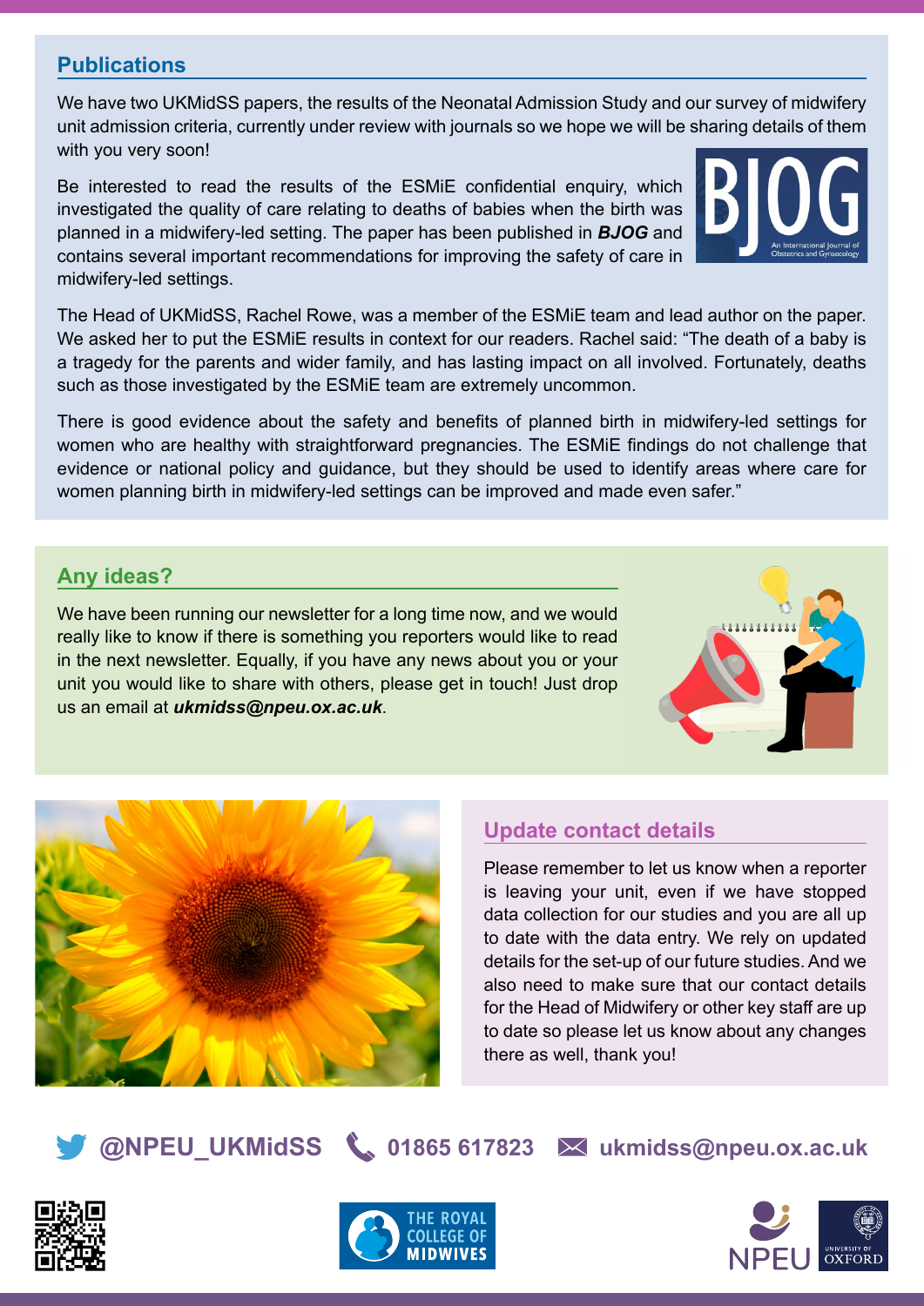## Publications

We have two UKMidSS papers, the results of the Neonatal Admission Study and our survey of midwifery unit admission criteria, currently under review with journals so we hope we will be sharing details of them with you very soon!

Be interested to read the results of the ESMiE confidential enquiry, which investigated the quality of care relating to deaths of babies when the birth was planned in a midwifery-led setting. The paper has been published in ***BJOG*** and contains several important recommendations for improving the safety of care in midwifery-led settings.

The Head of UKMidSS, Rachel Rowe, was a member of the ESMiE team and lead author on the paper. We asked her to put the ESMiE results in context for our readers. Rachel said: "The death of a baby is a tragedy for the parents and wider family, and has lasting impact on all involved. Fortunately, deaths such as those investigated by the ESMiE team are extremely uncommon.

There is good evidence about the safety and benefits of planned birth in midwifery-led settings for women who are healthy with straightforward pregnancies. The ESMiE findings do not challenge that evidence or national policy and guidance, but they should be used to identify areas where care for women planning birth in midwifery-led settings can be improved and made even safer."

## Any ideas?

We have been running our newsletter for a long time now, and we would really like to know if there is something you reporters would like to read in the next newsletter. Equally, if you have any news about you or your unit you would like to share with others, please get in touch! Just drop us an email at ***ukmidss@npeu.ox.ac.uk***.

## Update contact details

Please remember to let us know when a reporter is leaving your unit, even if we have stopped data collection for our studies and you are all up to date with the data entry. We rely on updated details for the set-up of our future studies. And we also need to make sure that our contact details for the Head of Midwifery or other key staff are up to date so please let us know about any changes there as well, thank you!

**@NPEU_UKMidSS** **01865 617823** **ukmidss@npeu.ox.ac.uk**